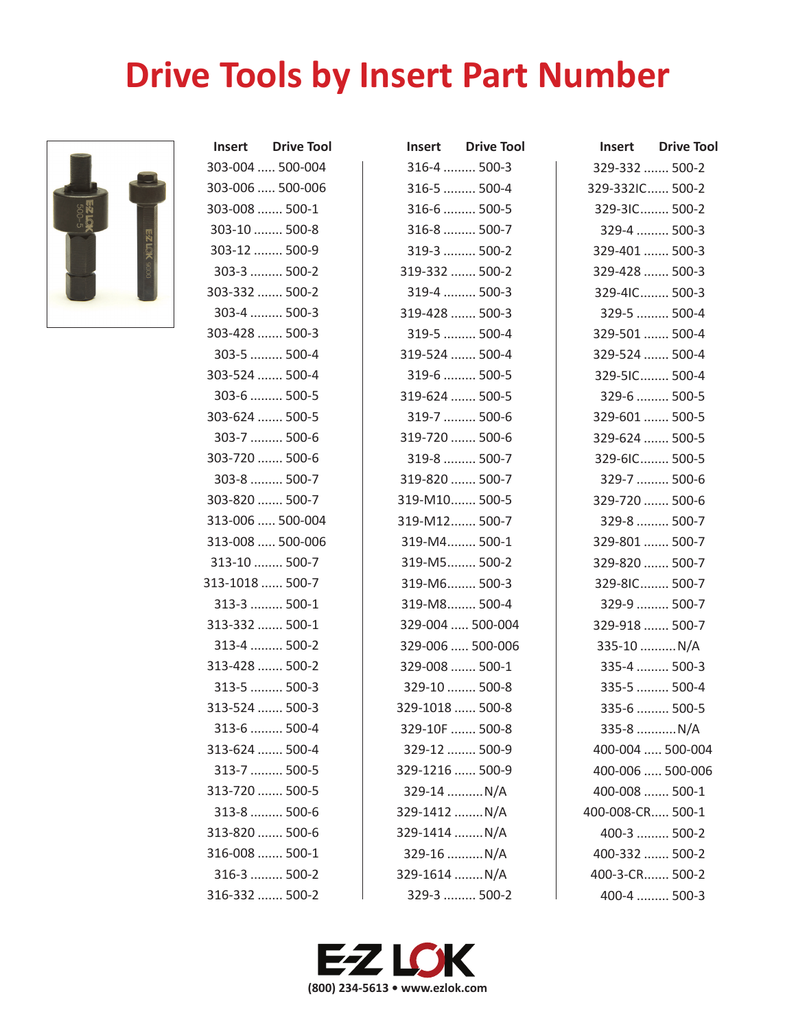# Drive Tools by Insert Part Number

| Insert | Drive Tool |
|---|---|
| 303-004 | 500-004 |
| 303-006 | 500-006 |
| 303-008 | 500-1 |
| 303-10 | 500-8 |
| 303-12 | 500-9 |
| 303-3 | 500-2 |
| 303-332 | 500-2 |
| 303-4 | 500-3 |
| 303-428 | 500-3 |
| 303-5 | 500-4 |
| 303-524 | 500-4 |
| 303-6 | 500-5 |
| 303-624 | 500-5 |
| 303-7 | 500-6 |
| 303-720 | 500-6 |
| 303-8 | 500-7 |
| 303-820 | 500-7 |
| 313-006 | 500-004 |
| 313-008 | 500-006 |
| 313-10 | 500-7 |
| 313-1018 | 500-7 |
| 313-3 | 500-1 |
| 313-332 | 500-1 |
| 313-4 | 500-2 |
| 313-428 | 500-2 |
| 313-5 | 500-3 |
| 313-524 | 500-3 |
| 313-6 | 500-4 |
| 313-624 | 500-4 |
| 313-7 | 500-5 |
| 313-720 | 500-5 |
| 313-8 | 500-6 |
| 313-820 | 500-6 |
| 316-008 | 500-1 |
| 316-3 | 500-2 |
| 316-332 | 500-2 |
| 316-4 | 500-3 |
| 316-5 | 500-4 |
| 316-6 | 500-5 |
| 316-8 | 500-7 |
| 319-3 | 500-2 |
| 319-332 | 500-2 |
| 319-4 | 500-3 |
| 319-428 | 500-3 |
| 319-5 | 500-4 |
| 319-524 | 500-4 |
| 319-6 | 500-5 |
| 319-624 | 500-5 |
| 319-7 | 500-6 |
| 319-720 | 500-6 |
| 319-8 | 500-7 |
| 319-820 | 500-7 |
| 319-M10 | 500-5 |
| 319-M12 | 500-7 |
| 319-M4 | 500-1 |
| 319-M5 | 500-2 |
| 319-M6 | 500-3 |
| 319-M8 | 500-4 |
| 329-004 | 500-004 |
| 329-006 | 500-006 |
| 329-008 | 500-1 |
| 329-10 | 500-8 |
| 329-1018 | 500-8 |
| 329-10F | 500-8 |
| 329-12 | 500-9 |
| 329-1216 | 500-9 |
| 329-14 | N/A |
| 329-1412 | N/A |
| 329-1414 | N/A |
| 329-16 | N/A |
| 329-1614 | N/A |
| 329-3 | 500-2 |
| 329-332 | 500-2 |
| 329-332IC | 500-2 |
| 329-3IC | 500-2 |
| 329-4 | 500-3 |
| 329-401 | 500-3 |
| 329-428 | 500-3 |
| 329-4IC | 500-3 |
| 329-5 | 500-4 |
| 329-501 | 500-4 |
| 329-524 | 500-4 |
| 329-5IC | 500-4 |
| 329-6 | 500-5 |
| 329-601 | 500-5 |
| 329-624 | 500-5 |
| 329-6IC | 500-5 |
| 329-7 | 500-6 |
| 329-720 | 500-6 |
| 329-8 | 500-7 |
| 329-801 | 500-7 |
| 329-820 | 500-7 |
| 329-8IC | 500-7 |
| 329-9 | 500-7 |
| 329-918 | 500-7 |
| 335-10 | N/A |
| 335-4 | 500-3 |
| 335-5 | 500-4 |
| 335-6 | 500-5 |
| 335-8 | N/A |
| 400-004 | 500-004 |
| 400-006 | 500-006 |
| 400-008 | 500-1 |
| 400-008-CR | 500-1 |
| 400-3 | 500-2 |
| 400-332 | 500-2 |
| 400-3-CR | 500-2 |
| 400-4 | 500-3 |

E-Z LOK

(800) 234-5613 • www.ezlok.com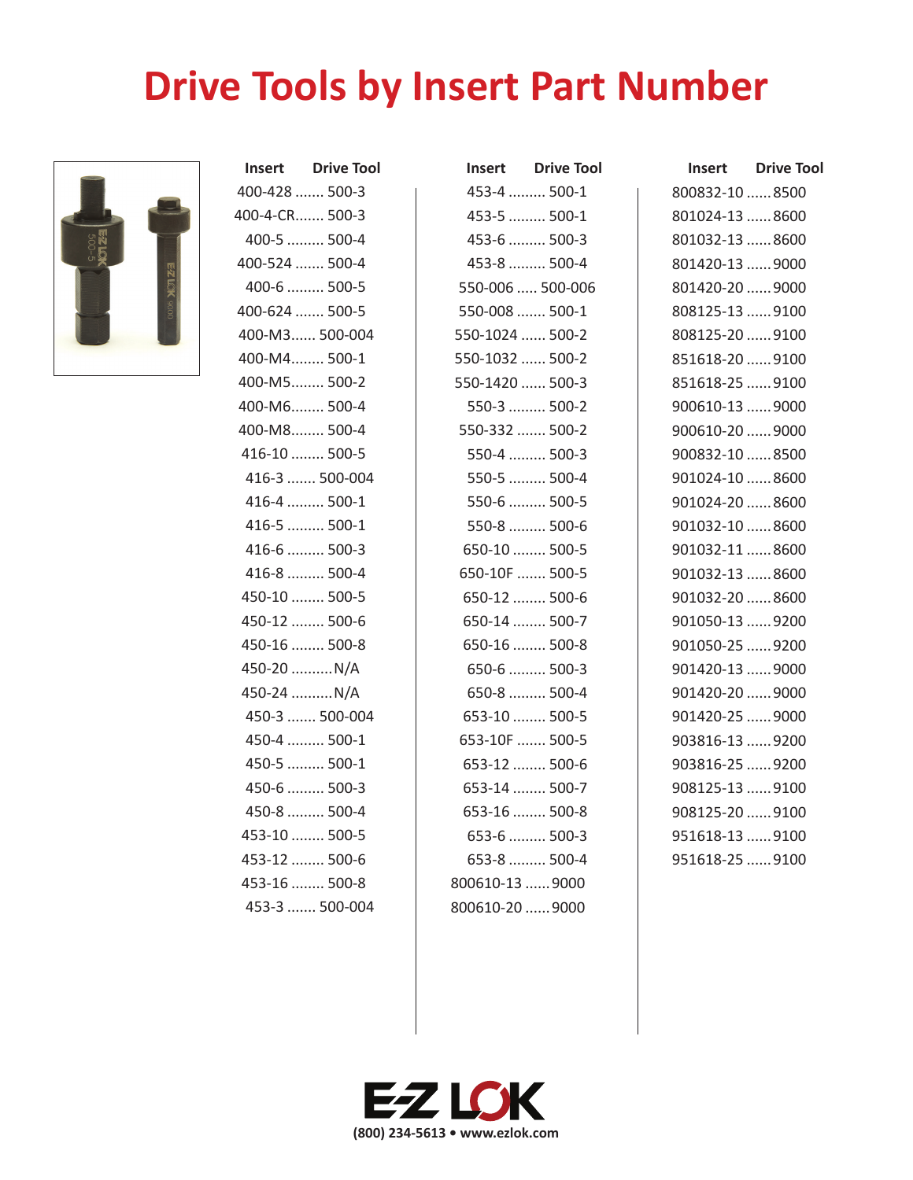# Drive Tools by Insert Part Number

| Insert | Drive Tool |
| --- | --- |
| 400-428 | 500-3 |
| 400-4-CR | 500-3 |
| 400-5 | 500-4 |
| 400-524 | 500-4 |
| 400-6 | 500-5 |
| 400-624 | 500-5 |
| 400-M3 | 500-004 |
| 400-M4 | 500-1 |
| 400-M5 | 500-2 |
| 400-M6 | 500-4 |
| 400-M8 | 500-4 |
| 416-10 | 500-5 |
| 416-3 | 500-004 |
| 416-4 | 500-1 |
| 416-5 | 500-1 |
| 416-6 | 500-3 |
| 416-8 | 500-4 |
| 450-10 | 500-5 |
| 450-12 | 500-6 |
| 450-16 | 500-8 |
| 450-20 | N/A |
| 450-24 | N/A |
| 450-3 | 500-004 |
| 450-4 | 500-1 |
| 450-5 | 500-1 |
| 450-6 | 500-3 |
| 450-8 | 500-4 |
| 453-10 | 500-5 |
| 453-12 | 500-6 |
| 453-16 | 500-8 |
| 453-3 | 500-004 |
| 453-4 | 500-1 |
| 453-5 | 500-1 |
| 453-6 | 500-3 |
| 453-8 | 500-4 |
| 550-006 | 500-006 |
| 550-008 | 500-1 |
| 550-1024 | 500-2 |
| 550-1032 | 500-2 |
| 550-1420 | 500-3 |
| 550-3 | 500-2 |
| 550-332 | 500-2 |
| 550-4 | 500-3 |
| 550-5 | 500-4 |
| 550-6 | 500-5 |
| 550-8 | 500-6 |
| 650-10 | 500-5 |
| 650-10F | 500-5 |
| 650-12 | 500-6 |
| 650-14 | 500-7 |
| 650-16 | 500-8 |
| 650-6 | 500-3 |
| 650-8 | 500-4 |
| 653-10 | 500-5 |
| 653-10F | 500-5 |
| 653-12 | 500-6 |
| 653-14 | 500-7 |
| 653-16 | 500-8 |
| 653-6 | 500-3 |
| 653-8 | 500-4 |
| 800610-13 | 9000 |
| 800610-20 | 9000 |
| 800832-10 | 8500 |
| 801024-13 | 8600 |
| 801032-13 | 8600 |
| 801420-13 | 9000 |
| 801420-20 | 9000 |
| 808125-13 | 9100 |
| 808125-20 | 9100 |
| 851618-20 | 9100 |
| 851618-25 | 9100 |
| 900610-13 | 9000 |
| 900610-20 | 9000 |
| 900832-10 | 8500 |
| 901024-10 | 8600 |
| 901024-20 | 8600 |
| 901032-10 | 8600 |
| 901032-11 | 8600 |
| 901032-13 | 8600 |
| 901032-20 | 8600 |
| 901050-13 | 9200 |
| 901050-25 | 9200 |
| 901420-13 | 9000 |
| 901420-20 | 9000 |
| 901420-25 | 9000 |
| 903816-13 | 9200 |
| 903816-25 | 9200 |
| 908125-13 | 9100 |
| 908125-20 | 9100 |
| 951618-13 | 9100 |
| 951618-25 | 9100 |

E-Z LOK

(800) 234-5613 • www.ezlok.com